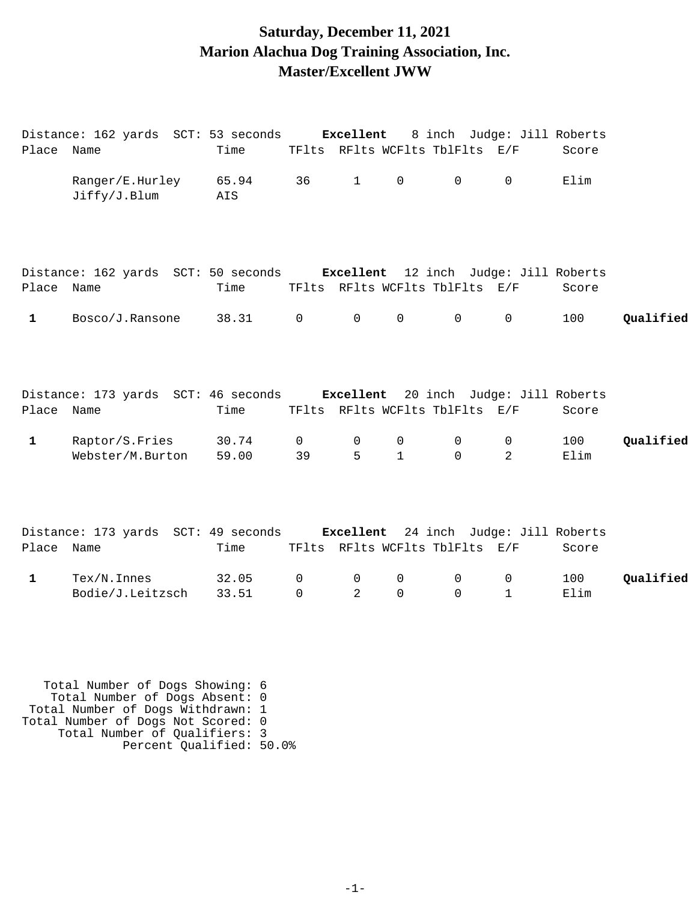# Saturday, December 11, 2021
# Marion Alachua Dog Training Association, Inc.
# Master/Excellent JWW

Distance: 162 yards SCT: 53 seconds **Excellent** 8 inch Judge: Jill Roberts

| Place | Name | Time | TFlts | RFlts | WCFlts | TblFlts | E/F | Score | |
|---|---|---|---|---|---|---|---|---|---|
| | Ranger/E.Hurley | 65.94 | 36 | 1 | 0 | 0 | 0 | Elim | |
| | Jiffy/J.Blum | AIS | | | | | | | |

Distance: 162 yards SCT: 50 seconds **Excellent** 12 inch Judge: Jill Roberts

| Place | Name | Time | TFlts | RFlts | WCFlts | TblFlts | E/F | Score | |
|---|---|---|---|---|---|---|---|---|---|
| **1** | Bosco/J.Ransone | 38.31 | 0 | 0 | 0 | 0 | 0 | 100 | **Qualified** |

Distance: 173 yards SCT: 46 seconds **Excellent** 20 inch Judge: Jill Roberts

| Place | Name | Time | TFlts | RFlts | WCFlts | TblFlts | E/F | Score | |
|---|---|---|---|---|---|---|---|---|---|
| **1** | Raptor/S.Fries | 30.74 | 0 | 0 | 0 | 0 | 0 | 100 | **Qualified** |
| | Webster/M.Burton | 59.00 | 39 | 5 | 1 | 0 | 2 | Elim | |

Distance: 173 yards SCT: 49 seconds **Excellent** 24 inch Judge: Jill Roberts

| Place | Name | Time | TFlts | RFlts | WCFlts | TblFlts | E/F | Score | |
|---|---|---|---|---|---|---|---|---|---|
| **1** | Tex/N.Innes | 32.05 | 0 | 0 | 0 | 0 | 0 | 100 | **Qualified** |
| | Bodie/J.Leitzsch | 33.51 | 0 | 2 | 0 | 0 | 1 | Elim | |

Total Number of Dogs Showing: 6
Total Number of Dogs Absent: 0
Total Number of Dogs Withdrawn: 1
Total Number of Dogs Not Scored: 0
Total Number of Qualifiers: 3
Percent Qualified: 50.0%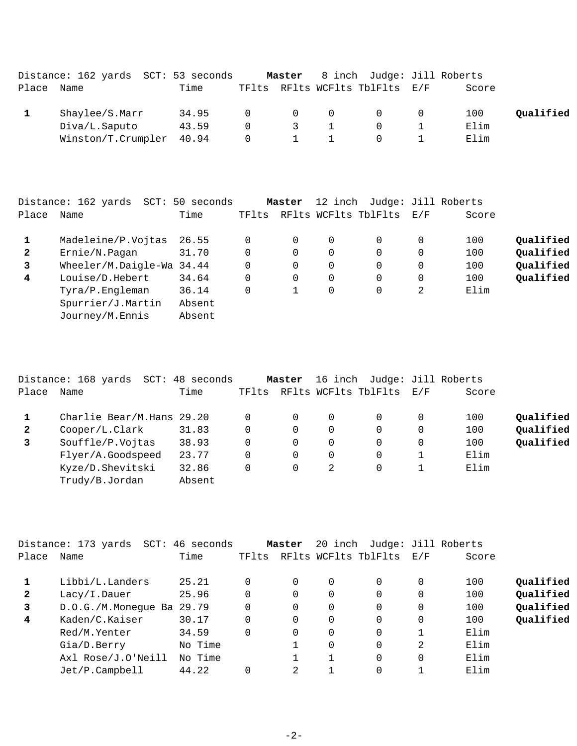Distance: 162 yards  SCT: 53 seconds  **Master**  8 inch  Judge: Jill Roberts

| Place | Name | Time | TFlts | RFlts | WCFlts | TblFlts | E/F | Score | |
|---|---|---|---|---|---|---|---|---|---|
| **1** | Shaylee/S.Marr | 34.95 | 0 | 0 | 0 | 0 | 0 | 100 | **Qualified** |
| | Diva/L.Saputo | 43.59 | 0 | 3 | 1 | 0 | 1 | Elim | |
| | Winston/T.Crumpler | 40.94 | 0 | 1 | 1 | 0 | 1 | Elim | |

Distance: 162 yards  SCT: 50 seconds  **Master**  12 inch  Judge: Jill Roberts

| Place | Name | Time | TFlts | RFlts | WCFlts | TblFlts | E/F | Score | |
|---|---|---|---|---|---|---|---|---|---|
| **1** | Madeleine/P.Vojtas | 26.55 | 0 | 0 | 0 | 0 | 0 | 100 | **Qualified** |
| **2** | Ernie/N.Pagan | 31.70 | 0 | 0 | 0 | 0 | 0 | 100 | **Qualified** |
| **3** | Wheeler/M.Daigle-Wa | 34.44 | 0 | 0 | 0 | 0 | 0 | 100 | **Qualified** |
| **4** | Louise/D.Hebert | 34.64 | 0 | 0 | 0 | 0 | 0 | 100 | **Qualified** |
| | Tyra/P.Engleman | 36.14 | 0 | 1 | 0 | 0 | 2 | Elim | |
| | Spurrier/J.Martin | Absent | | | | | | | |
| | Journey/M.Ennis | Absent | | | | | | | |

Distance: 168 yards  SCT: 48 seconds  **Master**  16 inch  Judge: Jill Roberts

| Place | Name | Time | TFlts | RFlts | WCFlts | TblFlts | E/F | Score | |
|---|---|---|---|---|---|---|---|---|---|
| **1** | Charlie Bear/M.Hans | 29.20 | 0 | 0 | 0 | 0 | 0 | 100 | **Qualified** |
| **2** | Cooper/L.Clark | 31.83 | 0 | 0 | 0 | 0 | 0 | 100 | **Qualified** |
| **3** | Souffle/P.Vojtas | 38.93 | 0 | 0 | 0 | 0 | 0 | 100 | **Qualified** |
| | Flyer/A.Goodspeed | 23.77 | 0 | 0 | 0 | 0 | 1 | Elim | |
| | Kyze/D.Shevitski | 32.86 | 0 | 0 | 2 | 0 | 1 | Elim | |
| | Trudy/B.Jordan | Absent | | | | | | | |

Distance: 173 yards  SCT: 46 seconds  **Master**  20 inch  Judge: Jill Roberts

| Place | Name | Time | TFlts | RFlts | WCFlts | TblFlts | E/F | Score | |
|---|---|---|---|---|---|---|---|---|---|
| **1** | Libbi/L.Landers | 25.21 | 0 | 0 | 0 | 0 | 0 | 100 | **Qualified** |
| **2** | Lacy/I.Dauer | 25.96 | 0 | 0 | 0 | 0 | 0 | 100 | **Qualified** |
| **3** | D.O.G./M.Monegue Ba | 29.79 | 0 | 0 | 0 | 0 | 0 | 100 | **Qualified** |
| **4** | Kaden/C.Kaiser | 30.17 | 0 | 0 | 0 | 0 | 0 | 100 | **Qualified** |
| | Red/M.Yenter | 34.59 | 0 | 0 | 0 | 0 | 1 | Elim | |
| | Gia/D.Berry | No Time | | 1 | 0 | 0 | 2 | Elim | |
| | Axl Rose/J.O'Neill | No Time | | 1 | 1 | 0 | 0 | Elim | |
| | Jet/P.Campbell | 44.22 | 0 | 2 | 1 | 0 | 1 | Elim | |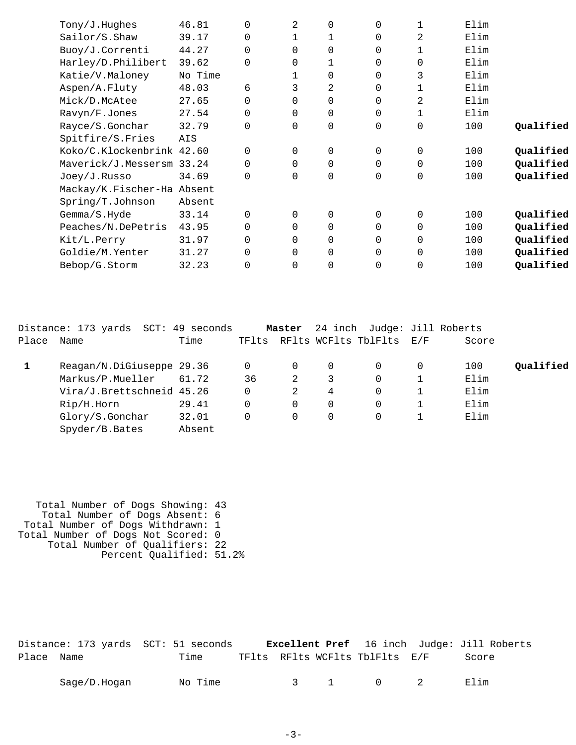| Place | Name | Time | TFlts | RFlts | WCFlts | TblFlts | E/F | Score | |
|---|---|---|---|---|---|---|---|---|---|
| | Tony/J.Hughes | 46.81 | 0 | 2 | 0 | 0 | 1 | Elim | |
| | Sailor/S.Shaw | 39.17 | 0 | 1 | 1 | 0 | 2 | Elim | |
| | Buoy/J.Correnti | 44.27 | 0 | 0 | 0 | 0 | 1 | Elim | |
| | Harley/D.Philibert | 39.62 | 0 | 0 | 1 | 0 | 0 | Elim | |
| | Katie/V.Maloney | No Time | | 1 | 0 | 0 | 3 | Elim | |
| | Aspen/A.Fluty | 48.03 | 6 | 3 | 2 | 0 | 1 | Elim | |
| | Mick/D.McAtee | 27.65 | 0 | 0 | 0 | 0 | 2 | Elim | |
| | Ravyn/F.Jones | 27.54 | 0 | 0 | 0 | 0 | 1 | Elim | |
| | Rayce/S.Gonchar | 32.79 | 0 | 0 | 0 | 0 | 0 | 100 | **Qualified** |
| | Spitfire/S.Fries | AIS | | | | | | | |
| | Koko/C.Klockenbrink | 42.60 | 0 | 0 | 0 | 0 | 0 | 100 | **Qualified** |
| | Maverick/J.Messersm | 33.24 | 0 | 0 | 0 | 0 | 0 | 100 | **Qualified** |
| | Joey/J.Russo | 34.69 | 0 | 0 | 0 | 0 | 0 | 100 | **Qualified** |
| | Mackay/K.Fischer-Ha | Absent | | | | | | | |
| | Spring/T.Johnson | Absent | | | | | | | |
| | Gemma/S.Hyde | 33.14 | 0 | 0 | 0 | 0 | 0 | 100 | **Qualified** |
| | Peaches/N.DePetris | 43.95 | 0 | 0 | 0 | 0 | 0 | 100 | **Qualified** |
| | Kit/L.Perry | 31.97 | 0 | 0 | 0 | 0 | 0 | 100 | **Qualified** |
| | Goldie/M.Yenter | 31.27 | 0 | 0 | 0 | 0 | 0 | 100 | **Qualified** |
| | Bebop/G.Storm | 32.23 | 0 | 0 | 0 | 0 | 0 | 100 | **Qualified** |

Distance: 173 yards SCT: 49 seconds **Master** 24 inch Judge: Jill Roberts

| Place | Name | Time | TFlts | RFlts | WCFlts | TblFlts | E/F | Score | |
|---|---|---|---|---|---|---|---|---|---|
| **1** | Reagan/N.DiGiuseppe | 29.36 | 0 | 0 | 0 | 0 | 0 | 100 | **Qualified** |
| | Markus/P.Mueller | 61.72 | 36 | 2 | 3 | 0 | 1 | Elim | |
| | Vira/J.Brettschneid | 45.26 | 0 | 2 | 4 | 0 | 1 | Elim | |
| | Rip/H.Horn | 29.41 | 0 | 0 | 0 | 0 | 1 | Elim | |
| | Glory/S.Gonchar | 32.01 | 0 | 0 | 0 | 0 | 1 | Elim | |
| | Spyder/B.Bates | Absent | | | | | | | |

Total Number of Dogs Showing: 43
Total Number of Dogs Absent: 6
Total Number of Dogs Withdrawn: 1
Total Number of Dogs Not Scored: 0
Total Number of Qualifiers: 22
Percent Qualified: 51.2%

Distance: 173 yards SCT: 51 seconds **Excellent Pref** 16 inch Judge: Jill Roberts

| Place | Name | Time | TFlts | RFlts | WCFlts | TblFlts | E/F | Score |
|---|---|---|---|---|---|---|---|---|
| | Sage/D.Hogan | No Time | | 3 | 1 | 0 | 2 | Elim |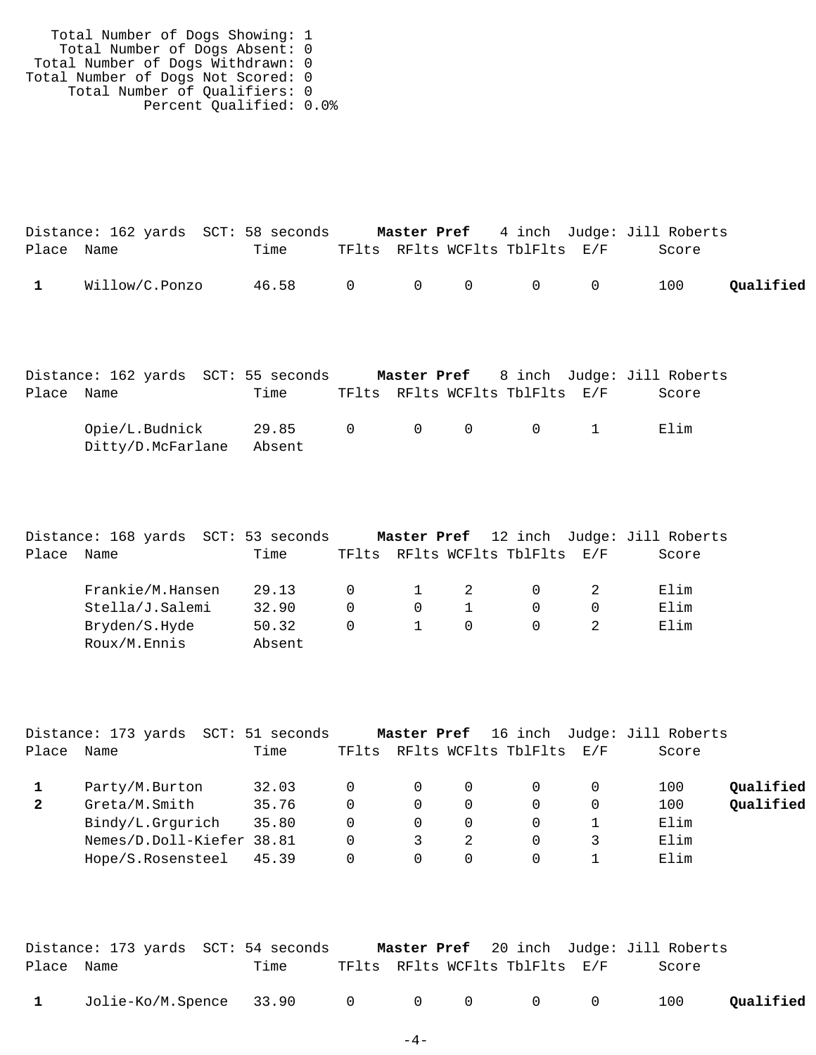Total Number of Dogs Showing: 1
Total Number of Dogs Absent: 0
Total Number of Dogs Withdrawn: 0
Total Number of Dogs Not Scored: 0
Total Number of Qualifiers: 0
Percent Qualified: 0.0%

Distance: 162 yards SCT: 58 seconds **Master Pref** 4 inch Judge: Jill Roberts

| Place | Name | Time | TFlts | RFlts | WCFlts | TblFlts | E/F | Score | |
|---|---|---|---|---|---|---|---|---|---|
| **1** | Willow/C.Ponzo | 46.58 | 0 | 0 | 0 | 0 | 0 | 100 | **Qualified** |

Distance: 162 yards SCT: 55 seconds **Master Pref** 8 inch Judge: Jill Roberts

| Place | Name | Time | TFlts | RFlts | WCFlts | TblFlts | E/F | Score |
|---|---|---|---|---|---|---|---|---|
| | Opie/L.Budnick | 29.85 | 0 | 0 | 0 | 0 | 1 | Elim |
| | Ditty/D.McFarlane | Absent | | | | | | |

Distance: 168 yards SCT: 53 seconds **Master Pref** 12 inch Judge: Jill Roberts

| Place | Name | Time | TFlts | RFlts | WCFlts | TblFlts | E/F | Score |
|---|---|---|---|---|---|---|---|---|
| | Frankie/M.Hansen | 29.13 | 0 | 1 | 2 | 0 | 2 | Elim |
| | Stella/J.Salemi | 32.90 | 0 | 0 | 1 | 0 | 0 | Elim |
| | Bryden/S.Hyde | 50.32 | 0 | 1 | 0 | 0 | 2 | Elim |
| | Roux/M.Ennis | Absent | | | | | | |

Distance: 173 yards SCT: 51 seconds **Master Pref** 16 inch Judge: Jill Roberts

| Place | Name | Time | TFlts | RFlts | WCFlts | TblFlts | E/F | Score | |
|---|---|---|---|---|---|---|---|---|---|
| **1** | Party/M.Burton | 32.03 | 0 | 0 | 0 | 0 | 0 | 100 | **Qualified** |
| **2** | Greta/M.Smith | 35.76 | 0 | 0 | 0 | 0 | 0 | 100 | **Qualified** |
| | Bindy/L.Grgurich | 35.80 | 0 | 0 | 0 | 0 | 1 | Elim | |
| | Nemes/D.Doll-Kiefer | 38.81 | 0 | 3 | 2 | 0 | 3 | Elim | |
| | Hope/S.Rosensteel | 45.39 | 0 | 0 | 0 | 0 | 1 | Elim | |

Distance: 173 yards SCT: 54 seconds **Master Pref** 20 inch Judge: Jill Roberts

| Place | Name | Time | TFlts | RFlts | WCFlts | TblFlts | E/F | Score | |
|---|---|---|---|---|---|---|---|---|---|
| **1** | Jolie-Ko/M.Spence | 33.90 | 0 | 0 | 0 | 0 | 0 | 100 | **Qualified** |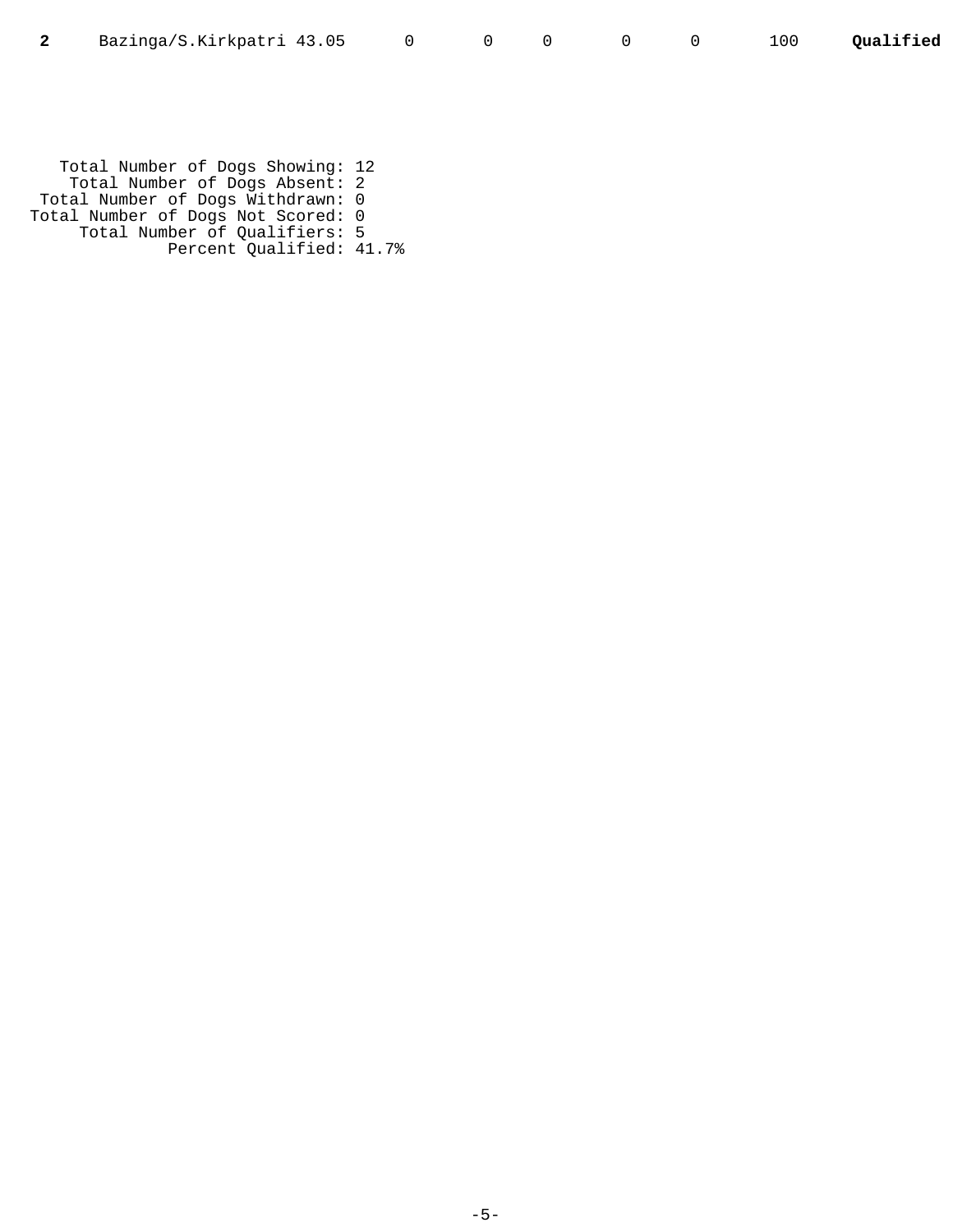| **2** | Bazinga/S.Kirkpatri | 43.05 | 0 | 0 | 0 | 0 | 0 | 100 | **Qualified** |
|---|---|---|---|---|---|---|---|---|---|

Total Number of Dogs Showing: 12
Total Number of Dogs Absent: 2
Total Number of Dogs Withdrawn: 0
Total Number of Dogs Not Scored: 0
Total Number of Qualifiers: 5
Percent Qualified: 41.7%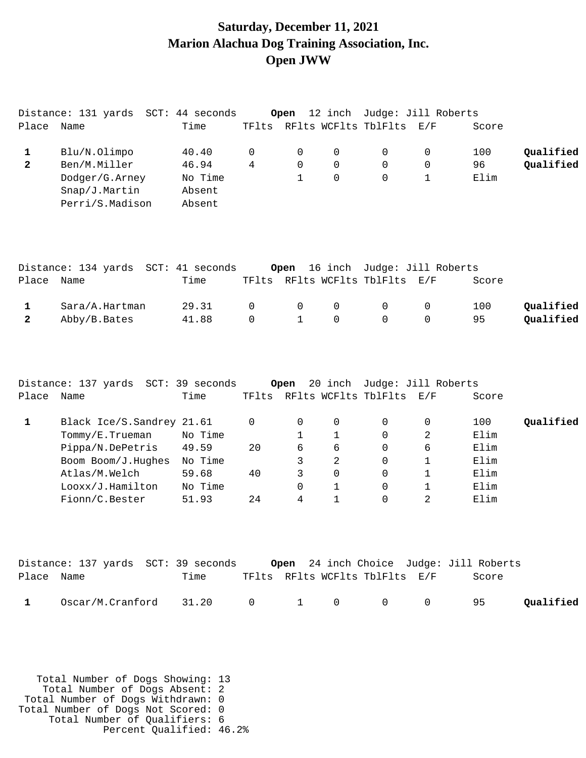# Saturday, December 11, 2021
# Marion Alachua Dog Training Association, Inc.
# Open JWW

Distance: 131 yards SCT: 44 seconds **Open** 12 inch Judge: Jill Roberts

| Place | Name | Time | TFlts | RFlts | WCFlts | TblFlts | E/F | Score | |
|---|---|---|---|---|---|---|---|---|---|
| **1** | Blu/N.Olimpo | 40.40 | 0 | 0 | 0 | 0 | 0 | 100 | **Qualified** |
| **2** | Ben/M.Miller | 46.94 | 4 | 0 | 0 | 0 | 0 | 96 | **Qualified** |
| | Dodger/G.Arney | No Time | | 1 | 0 | 0 | 1 | Elim | |
| | Snap/J.Martin | Absent | | | | | | | |
| | Perri/S.Madison | Absent | | | | | | | |

Distance: 134 yards SCT: 41 seconds **Open** 16 inch Judge: Jill Roberts

| Place | Name | Time | TFlts | RFlts | WCFlts | TblFlts | E/F | Score | |
|---|---|---|---|---|---|---|---|---|---|
| **1** | Sara/A.Hartman | 29.31 | 0 | 0 | 0 | 0 | 0 | 100 | **Qualified** |
| **2** | Abby/B.Bates | 41.88 | 0 | 1 | 0 | 0 | 0 | 95 | **Qualified** |

Distance: 137 yards SCT: 39 seconds **Open** 20 inch Judge: Jill Roberts

| Place | Name | Time | TFlts | RFlts | WCFlts | TblFlts | E/F | Score | |
|---|---|---|---|---|---|---|---|---|---|
| **1** | Black Ice/S.Sandrey | 21.61 | 0 | 0 | 0 | 0 | 0 | 100 | **Qualified** |
| | Tommy/E.Trueman | No Time | | 1 | 1 | 0 | 2 | Elim | |
| | Pippa/N.DePetris | 49.59 | 20 | 6 | 6 | 0 | 6 | Elim | |
| | Boom Boom/J.Hughes | No Time | | 3 | 2 | 0 | 1 | Elim | |
| | Atlas/M.Welch | 59.68 | 40 | 3 | 0 | 0 | 1 | Elim | |
| | Looxx/J.Hamilton | No Time | | 0 | 1 | 0 | 1 | Elim | |
| | Fionn/C.Bester | 51.93 | 24 | 4 | 1 | 0 | 2 | Elim | |

Distance: 137 yards SCT: 39 seconds **Open** 24 inch Choice Judge: Jill Roberts

| Place | Name | Time | TFlts | RFlts | WCFlts | TblFlts | E/F | Score | |
|---|---|---|---|---|---|---|---|---|---|
| **1** | Oscar/M.Cranford | 31.20 | 0 | 1 | 0 | 0 | 0 | 95 | **Qualified** |

Total Number of Dogs Showing: 13
Total Number of Dogs Absent: 2
Total Number of Dogs Withdrawn: 0
Total Number of Dogs Not Scored: 0
Total Number of Qualifiers: 6
Percent Qualified: 46.2%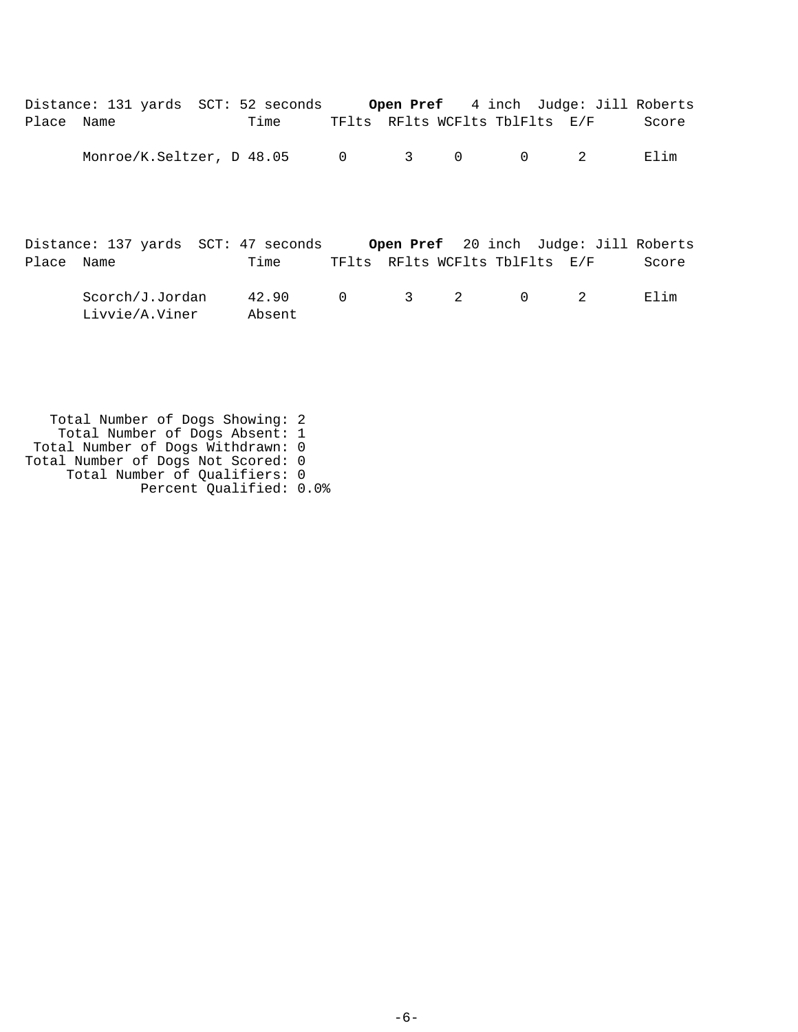Distance: 131 yards SCT: 52 seconds **Open Pref** 4 inch Judge: Jill Roberts

| Place | Name | Time | TFlts | RFlts | WCFlts | TblFlts | E/F | Score |
|---|---|---|---|---|---|---|---|---|
| | Monroe/K.Seltzer, D | 48.05 | 0 | 3 | 0 | 0 | 2 | Elim |

Distance: 137 yards SCT: 47 seconds **Open Pref** 20 inch Judge: Jill Roberts

| Place | Name | Time | TFlts | RFlts | WCFlts | TblFlts | E/F | Score |
|---|---|---|---|---|---|---|---|---|
| | Scorch/J.Jordan | 42.90 | 0 | 3 | 2 | 0 | 2 | Elim |
| | Livvie/A.Viner | Absent | | | | | | |

Total Number of Dogs Showing: 2
Total Number of Dogs Absent: 1
Total Number of Dogs Withdrawn: 0
Total Number of Dogs Not Scored: 0
Total Number of Qualifiers: 0
Percent Qualified: 0.0%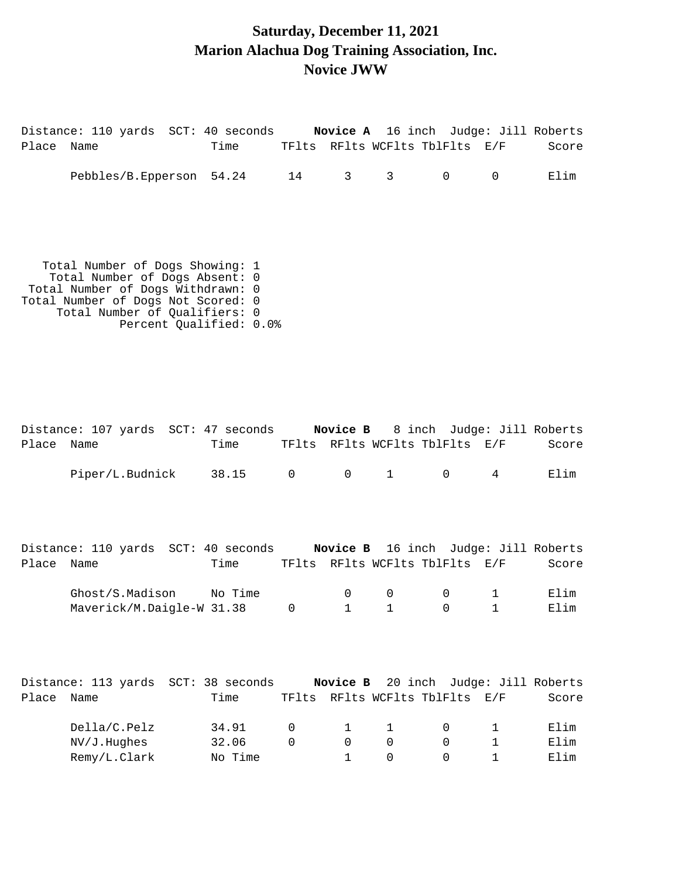# Saturday, December 11, 2021
# Marion Alachua Dog Training Association, Inc.
# Novice JWW

Distance: 110 yards SCT: 40 seconds **Novice A** 16 inch Judge: Jill Roberts

| Place | Name | Time | TFlts | RFlts | WCFlts | TblFlts | E/F | Score |
|---|---|---|---|---|---|---|---|---|
| | Pebbles/B.Epperson | 54.24 | 14 | 3 | 3 | 0 | 0 | Elim |

Total Number of Dogs Showing: 1
Total Number of Dogs Absent: 0
Total Number of Dogs Withdrawn: 0
Total Number of Dogs Not Scored: 0
Total Number of Qualifiers: 0
Percent Qualified: 0.0%

Distance: 107 yards SCT: 47 seconds **Novice B** 8 inch Judge: Jill Roberts

| Place | Name | Time | TFlts | RFlts | WCFlts | TblFlts | E/F | Score |
|---|---|---|---|---|---|---|---|---|
| | Piper/L.Budnick | 38.15 | 0 | 0 | 1 | 0 | 4 | Elim |

Distance: 110 yards SCT: 40 seconds **Novice B** 16 inch Judge: Jill Roberts

| Place | Name | Time | TFlts | RFlts | WCFlts | TblFlts | E/F | Score |
|---|---|---|---|---|---|---|---|---|
| | Ghost/S.Madison | No Time | | 0 | 0 | 0 | 1 | Elim |
| | Maverick/M.Daigle-W | 31.38 | 0 | 1 | 1 | 0 | 1 | Elim |

Distance: 113 yards SCT: 38 seconds **Novice B** 20 inch Judge: Jill Roberts

| Place | Name | Time | TFlts | RFlts | WCFlts | TblFlts | E/F | Score |
|---|---|---|---|---|---|---|---|---|
| | Della/C.Pelz | 34.91 | 0 | 1 | 1 | 0 | 1 | Elim |
| | NV/J.Hughes | 32.06 | 0 | 0 | 0 | 0 | 1 | Elim |
| | Remy/L.Clark | No Time | | 1 | 0 | 0 | 1 | Elim |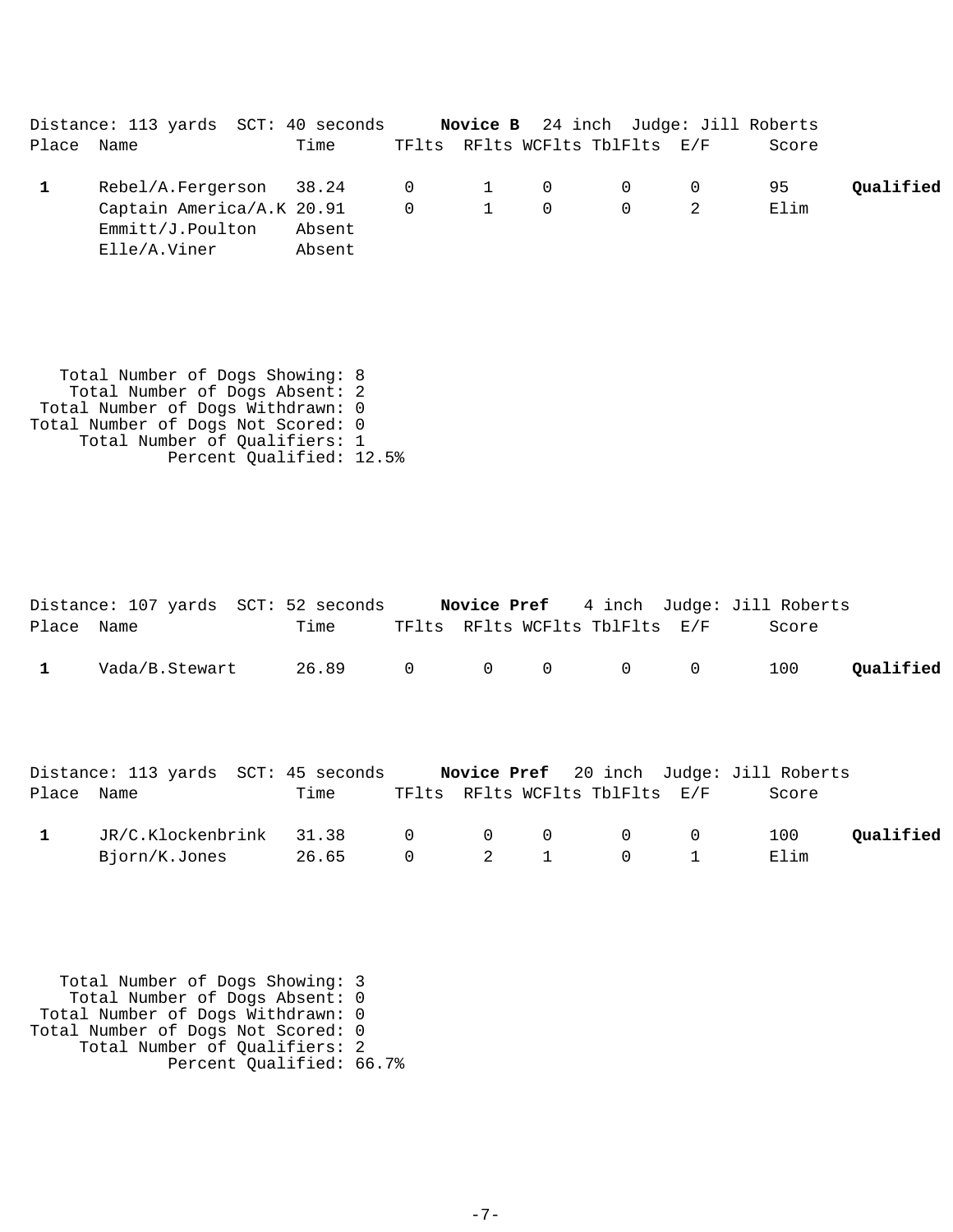Distance: 113 yards SCT: 40 seconds **Novice B** 24 inch Judge: Jill Roberts

| Place | Name | Time | TFlts | RFlts | WCFlts | TblFlts | E/F | Score | |
|---|---|---|---|---|---|---|---|---|---|
| **1** | Rebel/A.Fergerson | 38.24 | 0 | 1 | 0 | 0 | 0 | 95 | **Qualified** |
| | Captain America/A.K | 20.91 | 0 | 1 | 0 | 0 | 2 | Elim | |
| | Emmitt/J.Poulton | Absent | | | | | | | |
| | Elle/A.Viner | Absent | | | | | | | |

Total Number of Dogs Showing: 8
Total Number of Dogs Absent: 2
Total Number of Dogs Withdrawn: 0
Total Number of Dogs Not Scored: 0
Total Number of Qualifiers: 1
Percent Qualified: 12.5%

Distance: 107 yards SCT: 52 seconds **Novice Pref** 4 inch Judge: Jill Roberts

| Place | Name | Time | TFlts | RFlts | WCFlts | TblFlts | E/F | Score | |
|---|---|---|---|---|---|---|---|---|---|
| **1** | Vada/B.Stewart | 26.89 | 0 | 0 | 0 | 0 | 0 | 100 | **Qualified** |

Distance: 113 yards SCT: 45 seconds **Novice Pref** 20 inch Judge: Jill Roberts

| Place | Name | Time | TFlts | RFlts | WCFlts | TblFlts | E/F | Score | |
|---|---|---|---|---|---|---|---|---|---|
| **1** | JR/C.Klockenbrink | 31.38 | 0 | 0 | 0 | 0 | 0 | 100 | **Qualified** |
| | Bjorn/K.Jones | 26.65 | 0 | 2 | 1 | 0 | 1 | Elim | |

Total Number of Dogs Showing: 3
Total Number of Dogs Absent: 0
Total Number of Dogs Withdrawn: 0
Total Number of Dogs Not Scored: 0
Total Number of Qualifiers: 2
Percent Qualified: 66.7%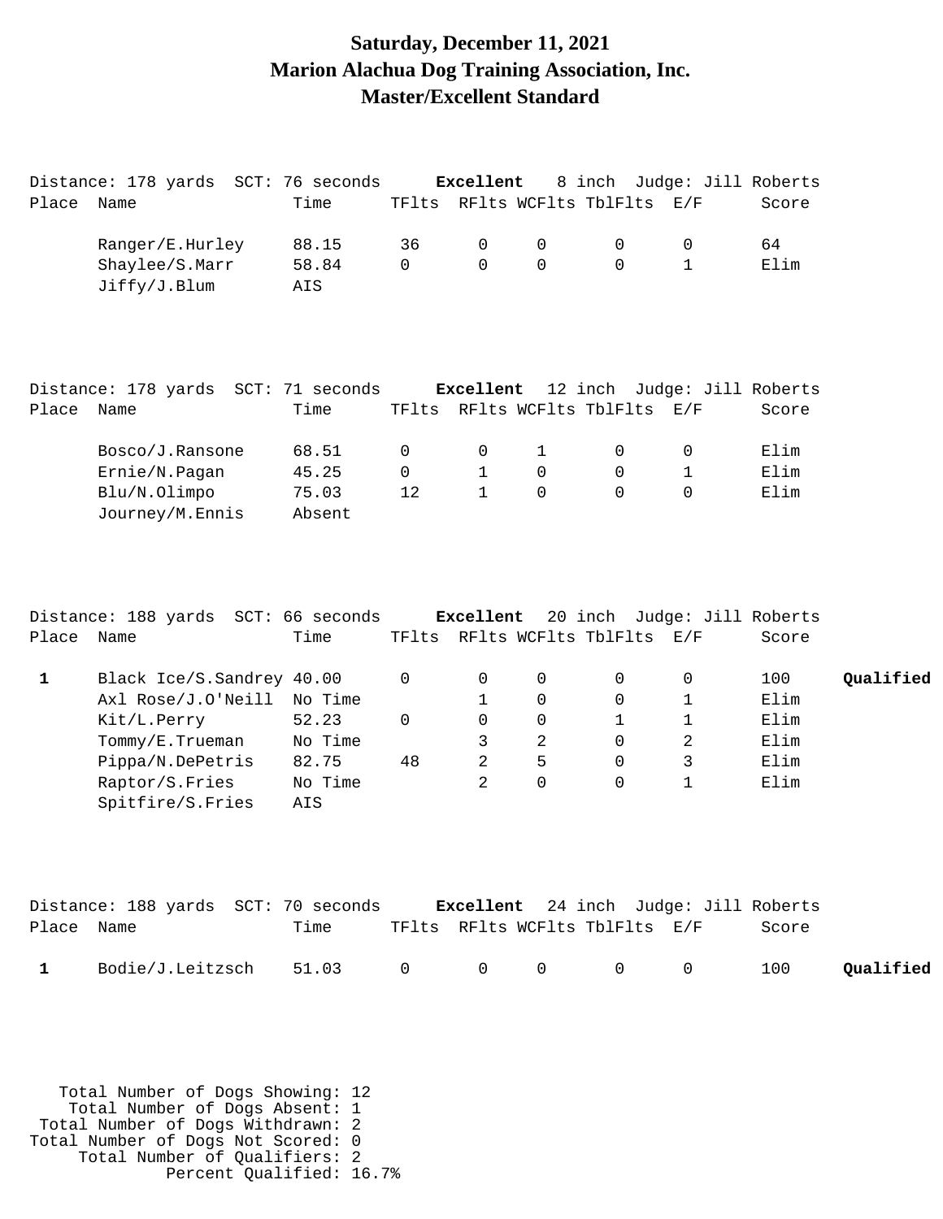# Saturday, December 11, 2021
# Marion Alachua Dog Training Association, Inc.
# Master/Excellent Standard

Distance: 178 yards SCT: 76 seconds **Excellent** 8 inch Judge: Jill Roberts

| Place | Name | Time | TFlts | RFlts | WCFlts | TblFlts | E/F | Score | |
|---|---|---|---|---|---|---|---|---|---|
| | Ranger/E.Hurley | 88.15 | 36 | 0 | 0 | 0 | 0 | 64 | |
| | Shaylee/S.Marr | 58.84 | 0 | 0 | 0 | 0 | 1 | Elim | |
| | Jiffy/J.Blum | AIS | | | | | | | |

Distance: 178 yards SCT: 71 seconds **Excellent** 12 inch Judge: Jill Roberts

| Place | Name | Time | TFlts | RFlts | WCFlts | TblFlts | E/F | Score | |
|---|---|---|---|---|---|---|---|---|---|
| | Bosco/J.Ransone | 68.51 | 0 | 0 | 1 | 0 | 0 | Elim | |
| | Ernie/N.Pagan | 45.25 | 0 | 1 | 0 | 0 | 1 | Elim | |
| | Blu/N.Olimpo | 75.03 | 12 | 1 | 0 | 0 | 0 | Elim | |
| | Journey/M.Ennis | Absent | | | | | | | |

Distance: 188 yards SCT: 66 seconds **Excellent** 20 inch Judge: Jill Roberts

| Place | Name | Time | TFlts | RFlts | WCFlts | TblFlts | E/F | Score | |
|---|---|---|---|---|---|---|---|---|---|
| **1** | Black Ice/S.Sandrey | 40.00 | 0 | 0 | 0 | 0 | 0 | 100 | **Qualified** |
| | Axl Rose/J.O'Neill | No Time | | 1 | 0 | 0 | 1 | Elim | |
| | Kit/L.Perry | 52.23 | 0 | 0 | 0 | 1 | 1 | Elim | |
| | Tommy/E.Trueman | No Time | | 3 | 2 | 0 | 2 | Elim | |
| | Pippa/N.DePetris | 82.75 | 48 | 2 | 5 | 0 | 3 | Elim | |
| | Raptor/S.Fries | No Time | | 2 | 0 | 0 | 1 | Elim | |
| | Spitfire/S.Fries | AIS | | | | | | | |

Distance: 188 yards SCT: 70 seconds **Excellent** 24 inch Judge: Jill Roberts

| Place | Name | Time | TFlts | RFlts | WCFlts | TblFlts | E/F | Score | |
|---|---|---|---|---|---|---|---|---|---|
| **1** | Bodie/J.Leitzsch | 51.03 | 0 | 0 | 0 | 0 | 0 | 100 | **Qualified** |

Total Number of Dogs Showing: 12
Total Number of Dogs Absent: 1
Total Number of Dogs Withdrawn: 2
Total Number of Dogs Not Scored: 0
Total Number of Qualifiers: 2
Percent Qualified: 16.7%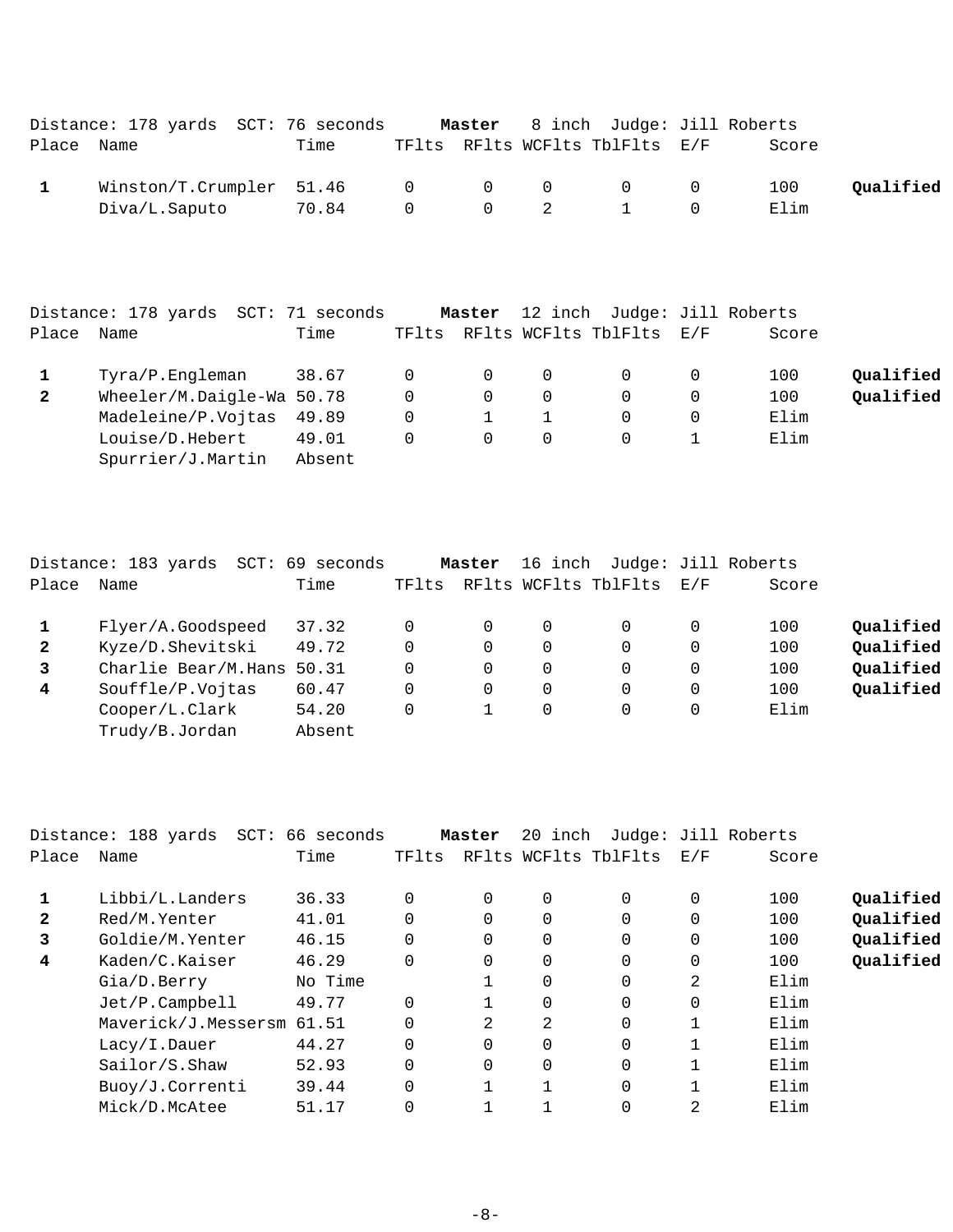Distance: 178 yards SCT: 76 seconds **Master** 8 inch Judge: Jill Roberts

| Place | Name | Time | TFlts | RFlts | WCFlts | TblFlts | E/F | Score | |
|---|---|---|---|---|---|---|---|---|---|
| **1** | Winston/T.Crumpler | 51.46 | 0 | 0 | 0 | 0 | 0 | 100 | **Qualified** |
| | Diva/L.Saputo | 70.84 | 0 | 0 | 2 | 1 | 0 | Elim | |

Distance: 178 yards SCT: 71 seconds **Master** 12 inch Judge: Jill Roberts

| Place | Name | Time | TFlts | RFlts | WCFlts | TblFlts | E/F | Score | |
|---|---|---|---|---|---|---|---|---|---|
| **1** | Tyra/P.Engleman | 38.67 | 0 | 0 | 0 | 0 | 0 | 100 | **Qualified** |
| **2** | Wheeler/M.Daigle-Wa | 50.78 | 0 | 0 | 0 | 0 | 0 | 100 | **Qualified** |
| | Madeleine/P.Vojtas | 49.89 | 0 | 1 | 1 | 0 | 0 | Elim | |
| | Louise/D.Hebert | 49.01 | 0 | 0 | 0 | 0 | 1 | Elim | |
| | Spurrier/J.Martin | Absent | | | | | | | |

Distance: 183 yards SCT: 69 seconds **Master** 16 inch Judge: Jill Roberts

| Place | Name | Time | TFlts | RFlts | WCFlts | TblFlts | E/F | Score | |
|---|---|---|---|---|---|---|---|---|---|
| **1** | Flyer/A.Goodspeed | 37.32 | 0 | 0 | 0 | 0 | 0 | 100 | **Qualified** |
| **2** | Kyze/D.Shevitski | 49.72 | 0 | 0 | 0 | 0 | 0 | 100 | **Qualified** |
| **3** | Charlie Bear/M.Hans | 50.31 | 0 | 0 | 0 | 0 | 0 | 100 | **Qualified** |
| **4** | Souffle/P.Vojtas | 60.47 | 0 | 0 | 0 | 0 | 0 | 100 | **Qualified** |
| | Cooper/L.Clark | 54.20 | 0 | 1 | 0 | 0 | 0 | Elim | |
| | Trudy/B.Jordan | Absent | | | | | | | |

Distance: 188 yards SCT: 66 seconds **Master** 20 inch Judge: Jill Roberts

| Place | Name | Time | TFlts | RFlts | WCFlts | TblFlts | E/F | Score | |
|---|---|---|---|---|---|---|---|---|---|
| **1** | Libbi/L.Landers | 36.33 | 0 | 0 | 0 | 0 | 0 | 100 | **Qualified** |
| **2** | Red/M.Yenter | 41.01 | 0 | 0 | 0 | 0 | 0 | 100 | **Qualified** |
| **3** | Goldie/M.Yenter | 46.15 | 0 | 0 | 0 | 0 | 0 | 100 | **Qualified** |
| **4** | Kaden/C.Kaiser | 46.29 | 0 | 0 | 0 | 0 | 0 | 100 | **Qualified** |
| | Gia/D.Berry | No Time | | 1 | 0 | 0 | 2 | Elim | |
| | Jet/P.Campbell | 49.77 | 0 | 1 | 0 | 0 | 0 | Elim | |
| | Maverick/J.Messersm | 61.51 | 0 | 2 | 2 | 0 | 1 | Elim | |
| | Lacy/I.Dauer | 44.27 | 0 | 0 | 0 | 0 | 1 | Elim | |
| | Sailor/S.Shaw | 52.93 | 0 | 0 | 0 | 0 | 1 | Elim | |
| | Buoy/J.Correnti | 39.44 | 0 | 1 | 1 | 0 | 1 | Elim | |
| | Mick/D.McAtee | 51.17 | 0 | 1 | 1 | 0 | 2 | Elim | |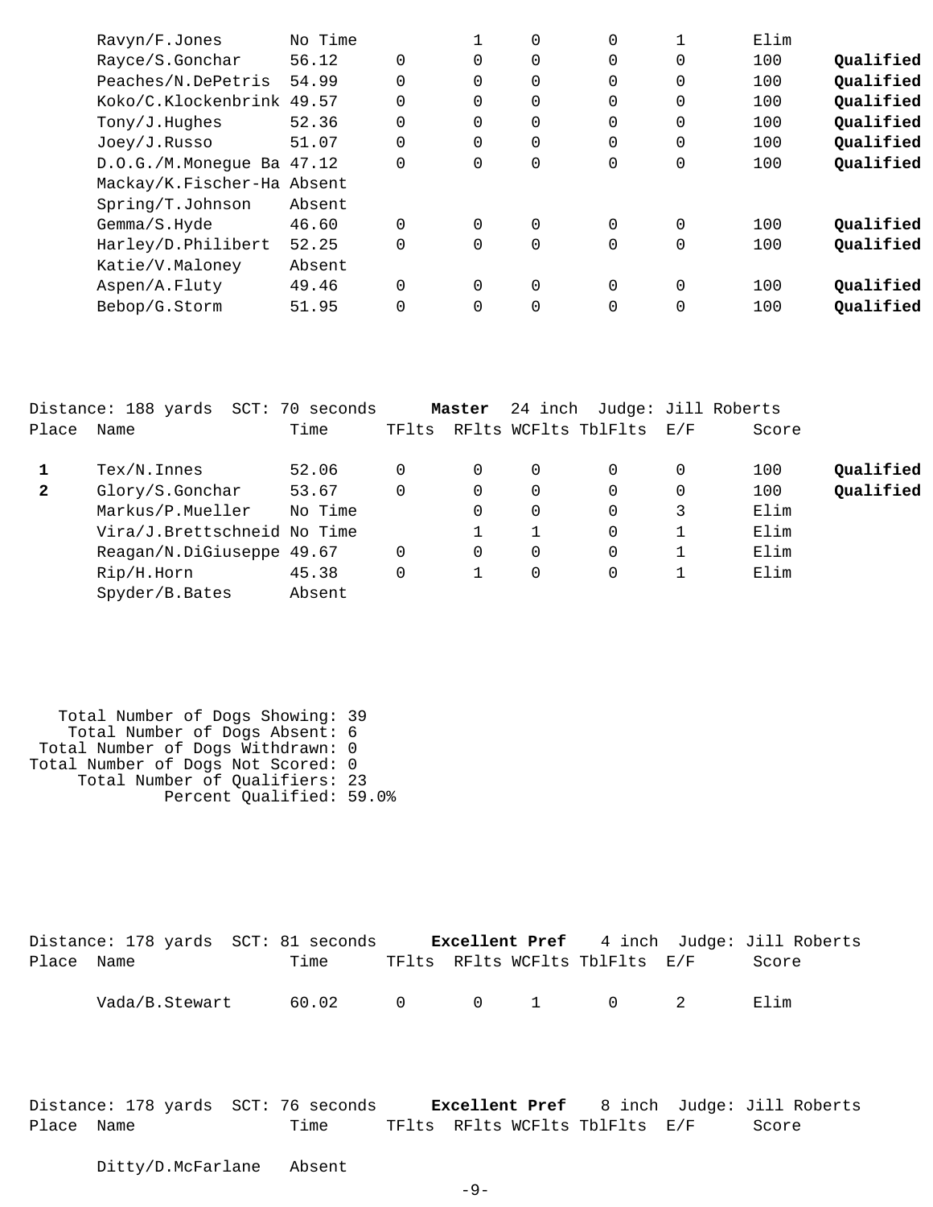| Place | Name | Time | TFlts | RFlts | WCFlts | TblFlts | E/F | Score | |
|---|---|---|---|---|---|---|---|---|---|
| | Ravyn/F.Jones | No Time | | 1 | 0 | 0 | 1 | Elim | |
| | Rayce/S.Gonchar | 56.12 | 0 | 0 | 0 | 0 | 0 | 100 | **Qualified** |
| | Peaches/N.DePetris | 54.99 | 0 | 0 | 0 | 0 | 0 | 100 | **Qualified** |
| | Koko/C.Klockenbrink | 49.57 | 0 | 0 | 0 | 0 | 0 | 100 | **Qualified** |
| | Tony/J.Hughes | 52.36 | 0 | 0 | 0 | 0 | 0 | 100 | **Qualified** |
| | Joey/J.Russo | 51.07 | 0 | 0 | 0 | 0 | 0 | 100 | **Qualified** |
| | D.O.G./M.Monegue Ba | 47.12 | 0 | 0 | 0 | 0 | 0 | 100 | **Qualified** |
| | Mackay/K.Fischer-Ha | Absent | | | | | | | |
| | Spring/T.Johnson | Absent | | | | | | | |
| | Gemma/S.Hyde | 46.60 | 0 | 0 | 0 | 0 | 0 | 100 | **Qualified** |
| | Harley/D.Philibert | 52.25 | 0 | 0 | 0 | 0 | 0 | 100 | **Qualified** |
| | Katie/V.Maloney | Absent | | | | | | | |
| | Aspen/A.Fluty | 49.46 | 0 | 0 | 0 | 0 | 0 | 100 | **Qualified** |
| | Bebop/G.Storm | 51.95 | 0 | 0 | 0 | 0 | 0 | 100 | **Qualified** |

Distance: 188 yards SCT: 70 seconds **Master** 24 inch Judge: Jill Roberts

| Place | Name | Time | TFlts | RFlts | WCFlts | TblFlts | E/F | Score | |
|---|---|---|---|---|---|---|---|---|---|
| **1** | Tex/N.Innes | 52.06 | 0 | 0 | 0 | 0 | 0 | 100 | **Qualified** |
| **2** | Glory/S.Gonchar | 53.67 | 0 | 0 | 0 | 0 | 0 | 100 | **Qualified** |
| | Markus/P.Mueller | No Time | | 0 | 0 | 0 | 3 | Elim | |
| | Vira/J.Brettschneid | No Time | | 1 | 1 | 0 | 1 | Elim | |
| | Reagan/N.DiGiuseppe | 49.67 | 0 | 0 | 0 | 0 | 1 | Elim | |
| | Rip/H.Horn | 45.38 | 0 | 1 | 0 | 0 | 1 | Elim | |
| | Spyder/B.Bates | Absent | | | | | | | |

Total Number of Dogs Showing: 39
Total Number of Dogs Absent: 6
Total Number of Dogs Withdrawn: 0
Total Number of Dogs Not Scored: 0
Total Number of Qualifiers: 23
Percent Qualified: 59.0%

Distance: 178 yards SCT: 81 seconds **Excellent Pref** 4 inch Judge: Jill Roberts

| Place | Name | Time | TFlts | RFlts | WCFlts | TblFlts | E/F | Score |
|---|---|---|---|---|---|---|---|---|
| | Vada/B.Stewart | 60.02 | 0 | 0 | 1 | 0 | 2 | Elim |

Distance: 178 yards SCT: 76 seconds **Excellent Pref** 8 inch Judge: Jill Roberts

| Place | Name | Time | TFlts | RFlts | WCFlts | TblFlts | E/F | Score |
|---|---|---|---|---|---|---|---|---|
| | Ditty/D.McFarlane | Absent | | | | | | |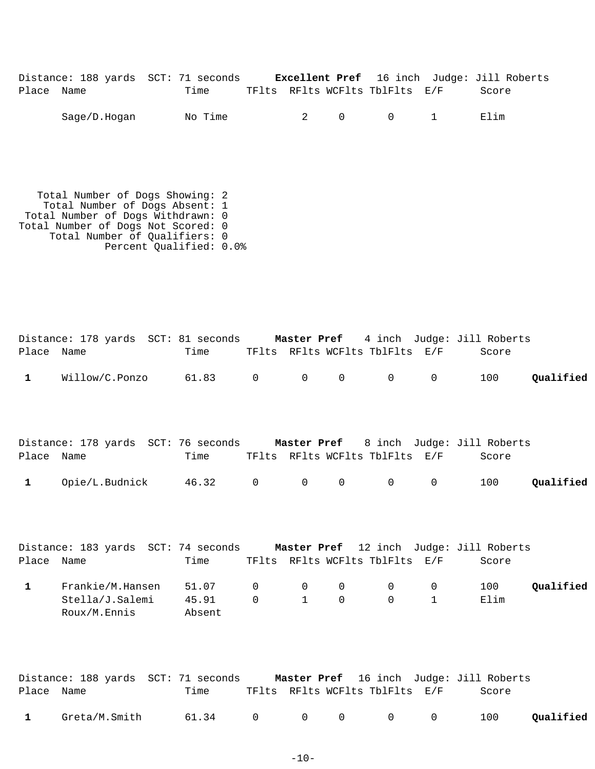Distance: 188 yards SCT: 71 seconds **Excellent Pref** 16 inch Judge: Jill Roberts

| Place | Name | Time | TFlts | RFlts | WCFlts | TblFlts | E/F | Score | |
|---|---|---|---|---|---|---|---|---|---|
| | Sage/D.Hogan | No Time | | 2 | 0 | 0 | 1 | Elim | |

Total Number of Dogs Showing: 2
Total Number of Dogs Absent: 1
Total Number of Dogs Withdrawn: 0
Total Number of Dogs Not Scored: 0
Total Number of Qualifiers: 0
Percent Qualified: 0.0%

Distance: 178 yards SCT: 81 seconds **Master Pref** 4 inch Judge: Jill Roberts

| Place | Name | Time | TFlts | RFlts | WCFlts | TblFlts | E/F | Score | |
|---|---|---|---|---|---|---|---|---|---|
| **1** | Willow/C.Ponzo | 61.83 | 0 | 0 | 0 | 0 | 0 | 100 | **Qualified** |

Distance: 178 yards SCT: 76 seconds **Master Pref** 8 inch Judge: Jill Roberts

| Place | Name | Time | TFlts | RFlts | WCFlts | TblFlts | E/F | Score | |
|---|---|---|---|---|---|---|---|---|---|
| **1** | Opie/L.Budnick | 46.32 | 0 | 0 | 0 | 0 | 0 | 100 | **Qualified** |

Distance: 183 yards SCT: 74 seconds **Master Pref** 12 inch Judge: Jill Roberts

| Place | Name | Time | TFlts | RFlts | WCFlts | TblFlts | E/F | Score | |
|---|---|---|---|---|---|---|---|---|---|
| **1** | Frankie/M.Hansen | 51.07 | 0 | 0 | 0 | 0 | 0 | 100 | **Qualified** |
| | Stella/J.Salemi | 45.91 | 0 | 1 | 0 | 0 | 1 | Elim | |
| | Roux/M.Ennis | Absent | | | | | | | |

Distance: 188 yards SCT: 71 seconds **Master Pref** 16 inch Judge: Jill Roberts

| Place | Name | Time | TFlts | RFlts | WCFlts | TblFlts | E/F | Score | |
|---|---|---|---|---|---|---|---|---|---|
| **1** | Greta/M.Smith | 61.34 | 0 | 0 | 0 | 0 | 0 | 100 | **Qualified** |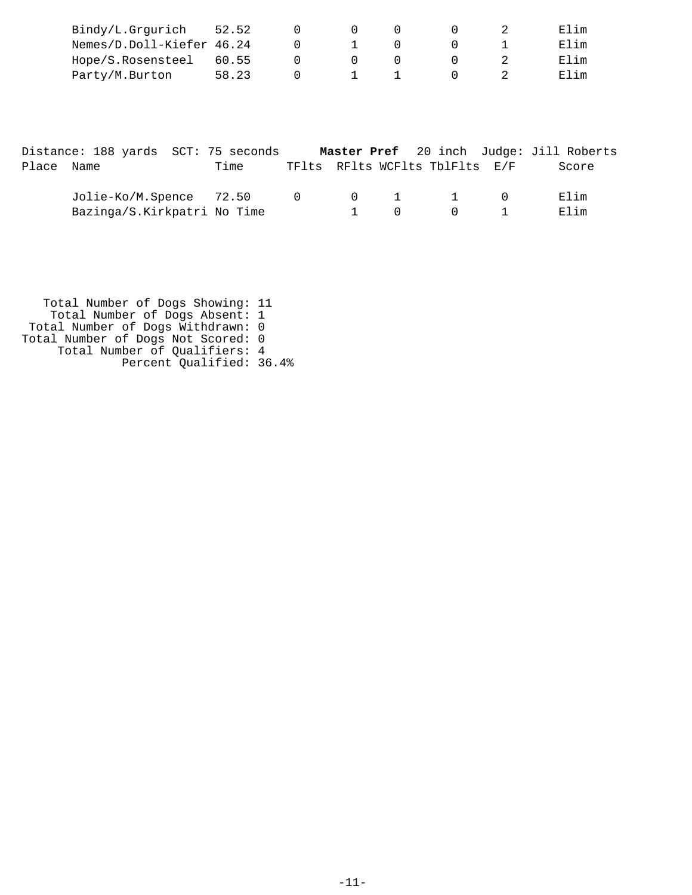| Place | Name | Time | TFlts | RFlts | WCFlts | TblFlts | E/F | Score |
|---|---|---|---|---|---|---|---|---|
| | Bindy/L.Grgurich | 52.52 | 0 | 0 | 0 | 0 | 2 | Elim |
| | Nemes/D.Doll-Kiefer | 46.24 | 0 | 1 | 0 | 0 | 1 | Elim |
| | Hope/S.Rosensteel | 60.55 | 0 | 0 | 0 | 0 | 2 | Elim |
| | Party/M.Burton | 58.23 | 0 | 1 | 1 | 0 | 2 | Elim |

Distance: 188 yards SCT: 75 seconds **Master Pref** 20 inch Judge: Jill Roberts

| Place | Name | Time | TFlts | RFlts | WCFlts | TblFlts | E/F | Score |
|---|---|---|---|---|---|---|---|---|
| | Jolie-Ko/M.Spence | 72.50 | 0 | 0 | 1 | 1 | 0 | Elim |
| | Bazinga/S.Kirkpatri | No Time | | 1 | 0 | 0 | 1 | Elim |

Total Number of Dogs Showing: 11
Total Number of Dogs Absent: 1
Total Number of Dogs Withdrawn: 0
Total Number of Dogs Not Scored: 0
Total Number of Qualifiers: 4
Percent Qualified: 36.4%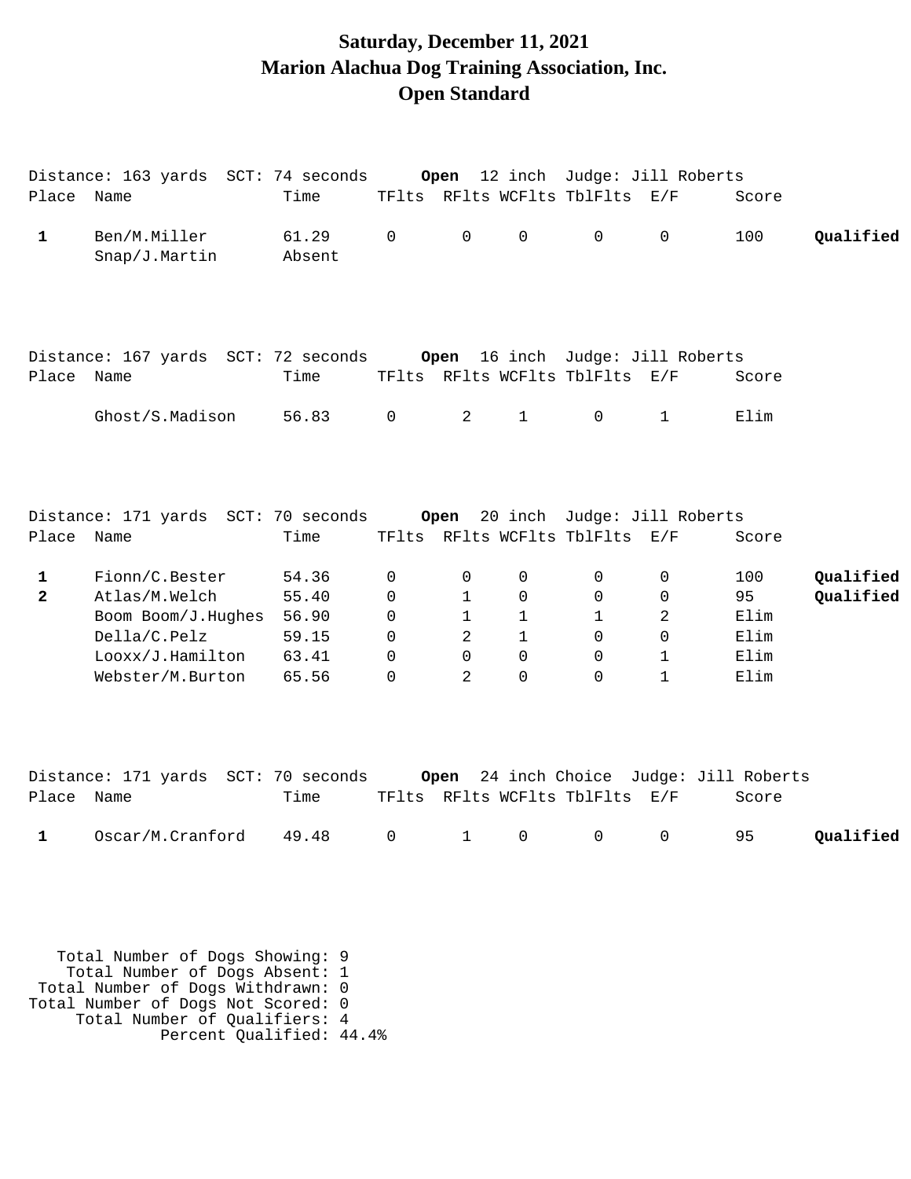# Saturday, December 11, 2021
# Marion Alachua Dog Training Association, Inc.
# Open Standard

Distance: 163 yards SCT: 74 seconds **Open** 12 inch Judge: Jill Roberts

| Place | Name | Time | TFlts | RFlts | WCFlts | TblFlts | E/F | Score | |
|---|---|---|---|---|---|---|---|---|---|
| **1** | Ben/M.Miller | 61.29 | 0 | 0 | 0 | 0 | 0 | 100 | **Qualified** |
| | Snap/J.Martin | Absent | | | | | | | |

Distance: 167 yards SCT: 72 seconds **Open** 16 inch Judge: Jill Roberts

| Place | Name | Time | TFlts | RFlts | WCFlts | TblFlts | E/F | Score |
|---|---|---|---|---|---|---|---|---|
| | Ghost/S.Madison | 56.83 | 0 | 2 | 1 | 0 | 1 | Elim |

Distance: 171 yards SCT: 70 seconds **Open** 20 inch Judge: Jill Roberts

| Place | Name | Time | TFlts | RFlts | WCFlts | TblFlts | E/F | Score | |
|---|---|---|---|---|---|---|---|---|---|
| **1** | Fionn/C.Bester | 54.36 | 0 | 0 | 0 | 0 | 0 | 100 | **Qualified** |
| **2** | Atlas/M.Welch | 55.40 | 0 | 1 | 0 | 0 | 0 | 95 | **Qualified** |
| | Boom Boom/J.Hughes | 56.90 | 0 | 1 | 1 | 1 | 2 | Elim | |
| | Della/C.Pelz | 59.15 | 0 | 2 | 1 | 0 | 0 | Elim | |
| | Looxx/J.Hamilton | 63.41 | 0 | 0 | 0 | 0 | 1 | Elim | |
| | Webster/M.Burton | 65.56 | 0 | 2 | 0 | 0 | 1 | Elim | |

Distance: 171 yards SCT: 70 seconds **Open** 24 inch Choice Judge: Jill Roberts

| Place | Name | Time | TFlts | RFlts | WCFlts | TblFlts | E/F | Score | |
|---|---|---|---|---|---|---|---|---|---|
| **1** | Oscar/M.Cranford | 49.48 | 0 | 1 | 0 | 0 | 0 | 95 | **Qualified** |

Total Number of Dogs Showing: 9
Total Number of Dogs Absent: 1
Total Number of Dogs Withdrawn: 0
Total Number of Dogs Not Scored: 0
Total Number of Qualifiers: 4
Percent Qualified: 44.4%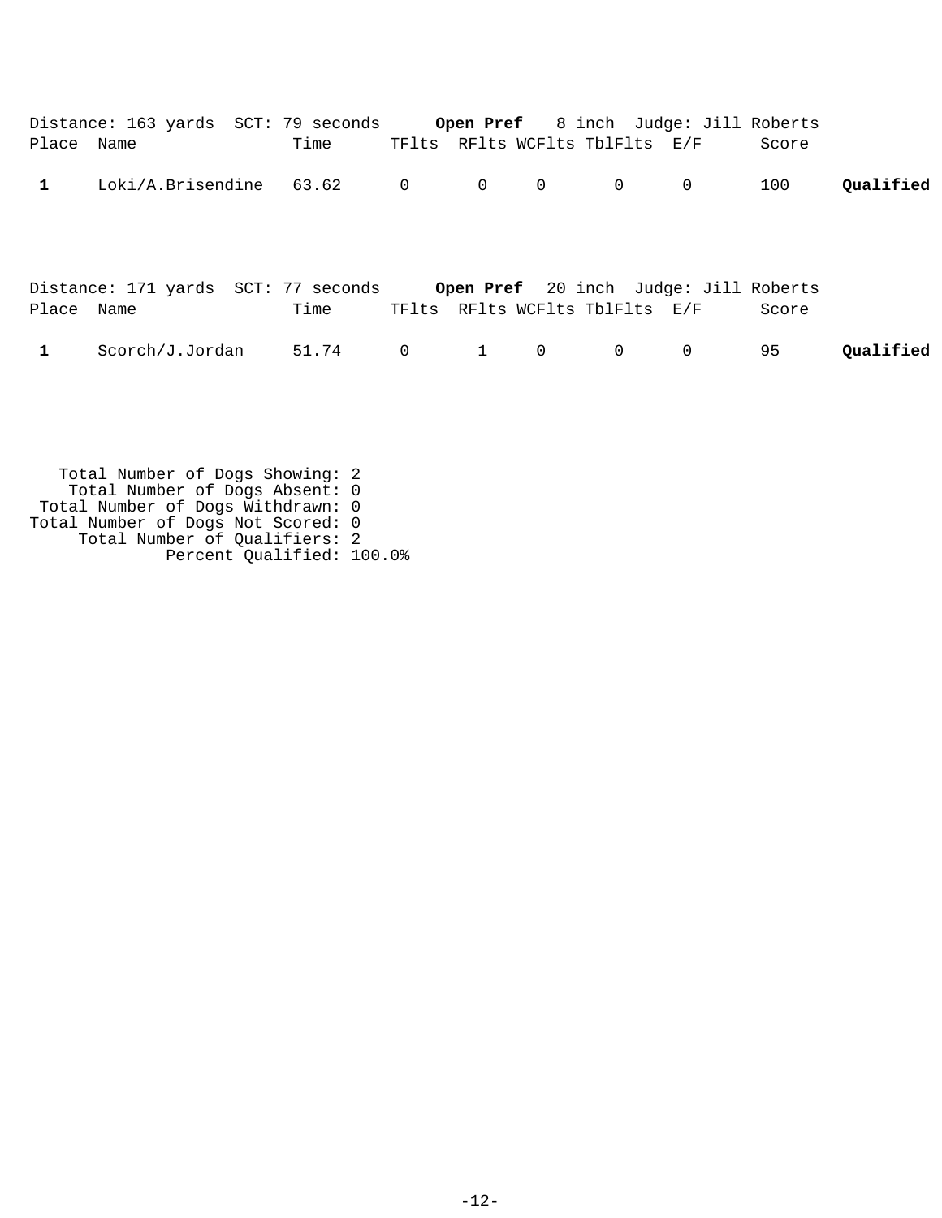Distance: 163 yards SCT: 79 seconds **Open Pref** 8 inch Judge: Jill Roberts

| Place | Name | Time | TFlts | RFlts | WCFlts | TblFlts | E/F | Score | |
|---|---|---|---|---|---|---|---|---|---|
| **1** | Loki/A.Brisendine | 63.62 | 0 | 0 | 0 | 0 | 0 | 100 | **Qualified** |

Distance: 171 yards SCT: 77 seconds **Open Pref** 20 inch Judge: Jill Roberts

| Place | Name | Time | TFlts | RFlts | WCFlts | TblFlts | E/F | Score | |
|---|---|---|---|---|---|---|---|---|---|
| **1** | Scorch/J.Jordan | 51.74 | 0 | 1 | 0 | 0 | 0 | 95 | **Qualified** |

Total Number of Dogs Showing: 2
Total Number of Dogs Absent: 0
Total Number of Dogs Withdrawn: 0
Total Number of Dogs Not Scored: 0
Total Number of Qualifiers: 2
Percent Qualified: 100.0%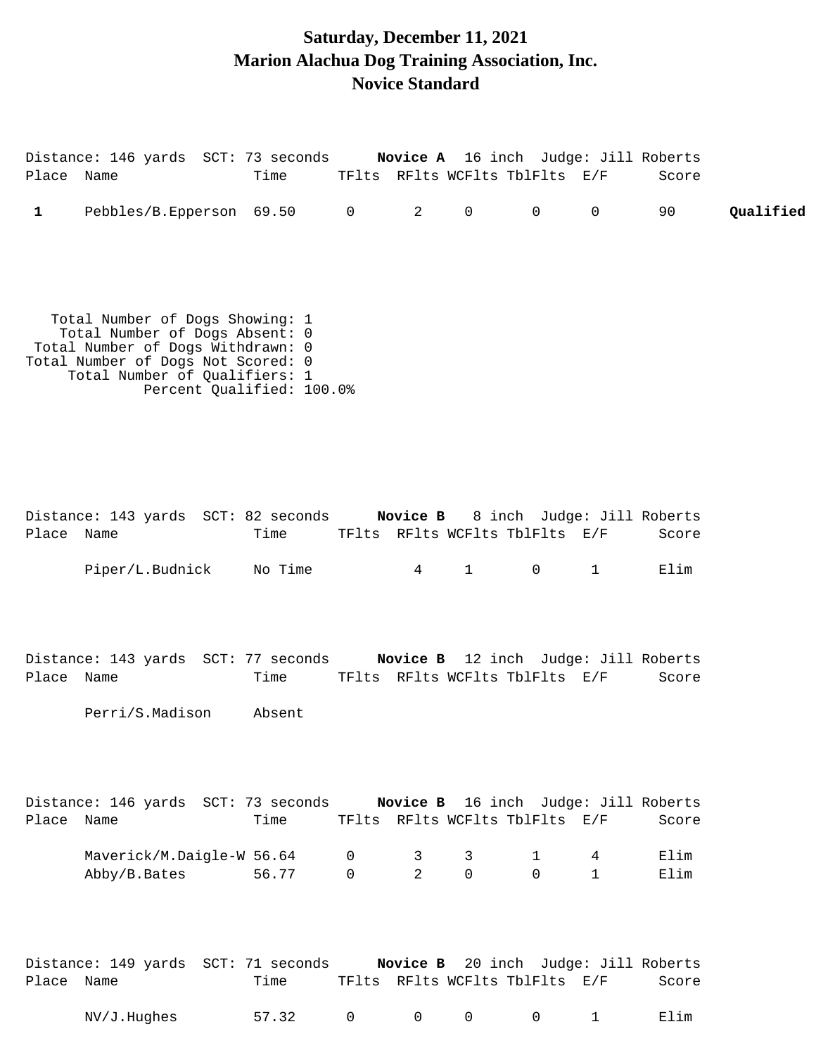# Saturday, December 11, 2021
# Marion Alachua Dog Training Association, Inc.
# Novice Standard

Distance: 146 yards SCT: 73 seconds **Novice A** 16 inch Judge: Jill Roberts

| Place | Name | Time | TFlts | RFlts | WCFlts | TblFlts | E/F | Score | |
|---|---|---|---|---|---|---|---|---|---|
| **1** | Pebbles/B.Epperson | 69.50 | 0 | 2 | 0 | 0 | 0 | 90 | **Qualified** |

Total Number of Dogs Showing: 1
Total Number of Dogs Absent: 0
Total Number of Dogs Withdrawn: 0
Total Number of Dogs Not Scored: 0
Total Number of Qualifiers: 1
Percent Qualified: 100.0%

Distance: 143 yards SCT: 82 seconds **Novice B** 8 inch Judge: Jill Roberts

| Place | Name | Time | TFlts | RFlts | WCFlts | TblFlts | E/F | Score |
|---|---|---|---|---|---|---|---|---|
| | Piper/L.Budnick | No Time | | 4 | 1 | 0 | 1 | Elim |

Distance: 143 yards SCT: 77 seconds **Novice B** 12 inch Judge: Jill Roberts

| Place | Name | Time | TFlts | RFlts | WCFlts | TblFlts | E/F | Score |
|---|---|---|---|---|---|---|---|---|
| | Perri/S.Madison | Absent | | | | | | |

Distance: 146 yards SCT: 73 seconds **Novice B** 16 inch Judge: Jill Roberts

| Place | Name | Time | TFlts | RFlts | WCFlts | TblFlts | E/F | Score |
|---|---|---|---|---|---|---|---|---|
| | Maverick/M.Daigle-W | 56.64 | 0 | 3 | 3 | 1 | 4 | Elim |
| | Abby/B.Bates | 56.77 | 0 | 2 | 0 | 0 | 1 | Elim |

Distance: 149 yards SCT: 71 seconds **Novice B** 20 inch Judge: Jill Roberts

| Place | Name | Time | TFlts | RFlts | WCFlts | TblFlts | E/F | Score |
|---|---|---|---|---|---|---|---|---|
| | NV/J.Hughes | 57.32 | 0 | 0 | 0 | 0 | 1 | Elim |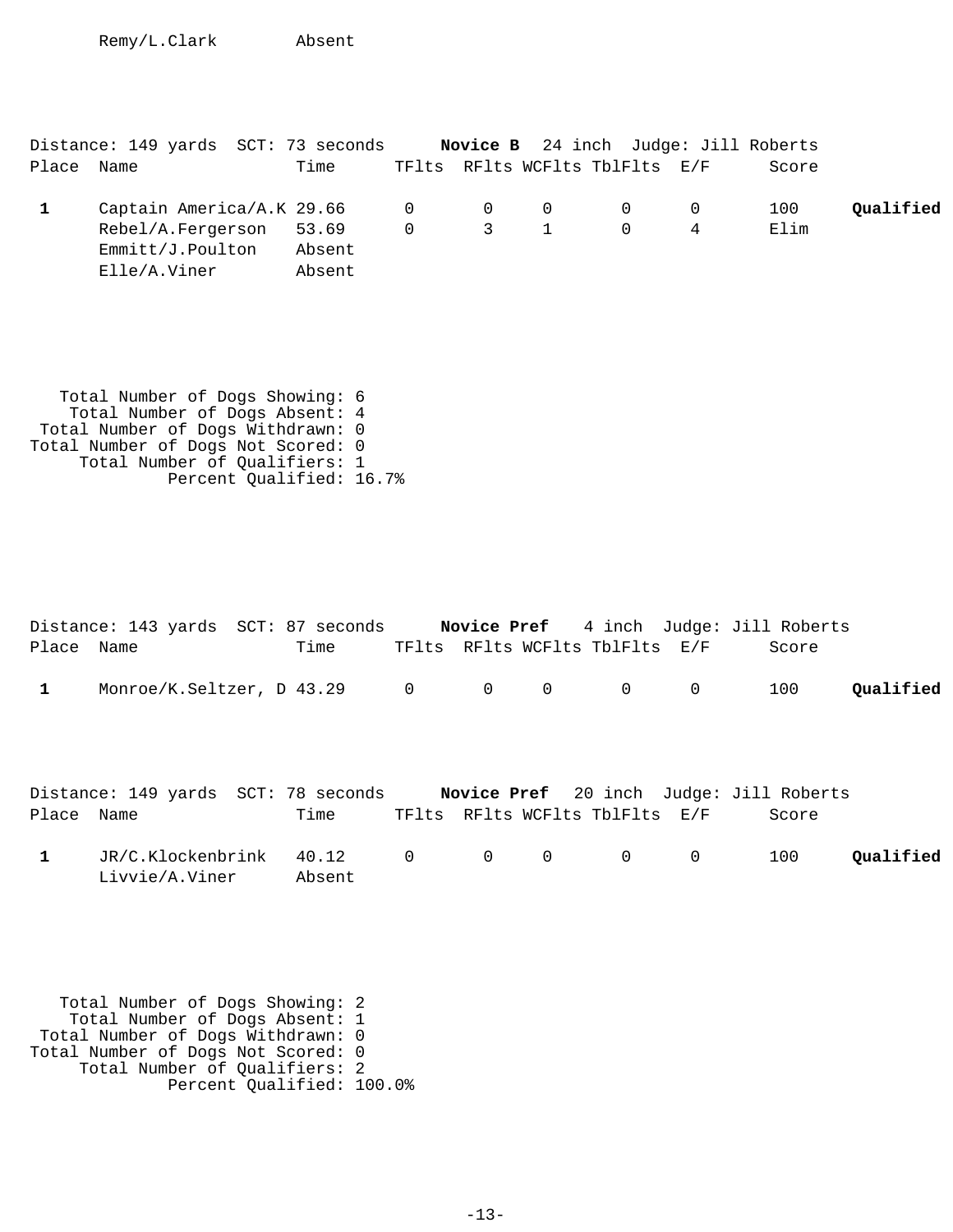| | | | | | | | | | |
|---|---|---|---|---|---|---|---|---|---|
| | Remy/L.Clark | Absent | | | | | | | |

Distance: 149 yards SCT: 73 seconds **Novice B** 24 inch Judge: Jill Roberts

| Place | Name | Time | TFlts | RFlts | WCFlts | TblFlts | E/F | Score | |
|---|---|---|---|---|---|---|---|---|---|
| **1** | Captain America/A.K | 29.66 | 0 | 0 | 0 | 0 | 0 | 100 | **Qualified** |
| | Rebel/A.Fergerson | 53.69 | 0 | 3 | 1 | 0 | 4 | Elim | |
| | Emmitt/J.Poulton | Absent | | | | | | | |
| | Elle/A.Viner | Absent | | | | | | | |

Total Number of Dogs Showing: 6
Total Number of Dogs Absent: 4
Total Number of Dogs Withdrawn: 0
Total Number of Dogs Not Scored: 0
Total Number of Qualifiers: 1
Percent Qualified: 16.7%

Distance: 143 yards SCT: 87 seconds **Novice Pref** 4 inch Judge: Jill Roberts

| Place | Name | Time | TFlts | RFlts | WCFlts | TblFlts | E/F | Score | |
|---|---|---|---|---|---|---|---|---|---|
| **1** | Monroe/K.Seltzer, D | 43.29 | 0 | 0 | 0 | 0 | 0 | 100 | **Qualified** |

Distance: 149 yards SCT: 78 seconds **Novice Pref** 20 inch Judge: Jill Roberts

| Place | Name | Time | TFlts | RFlts | WCFlts | TblFlts | E/F | Score | |
|---|---|---|---|---|---|---|---|---|---|
| **1** | JR/C.Klockenbrink | 40.12 | 0 | 0 | 0 | 0 | 0 | 100 | **Qualified** |
| | Livvie/A.Viner | Absent | | | | | | | |

Total Number of Dogs Showing: 2
Total Number of Dogs Absent: 1
Total Number of Dogs Withdrawn: 0
Total Number of Dogs Not Scored: 0
Total Number of Qualifiers: 2
Percent Qualified: 100.0%